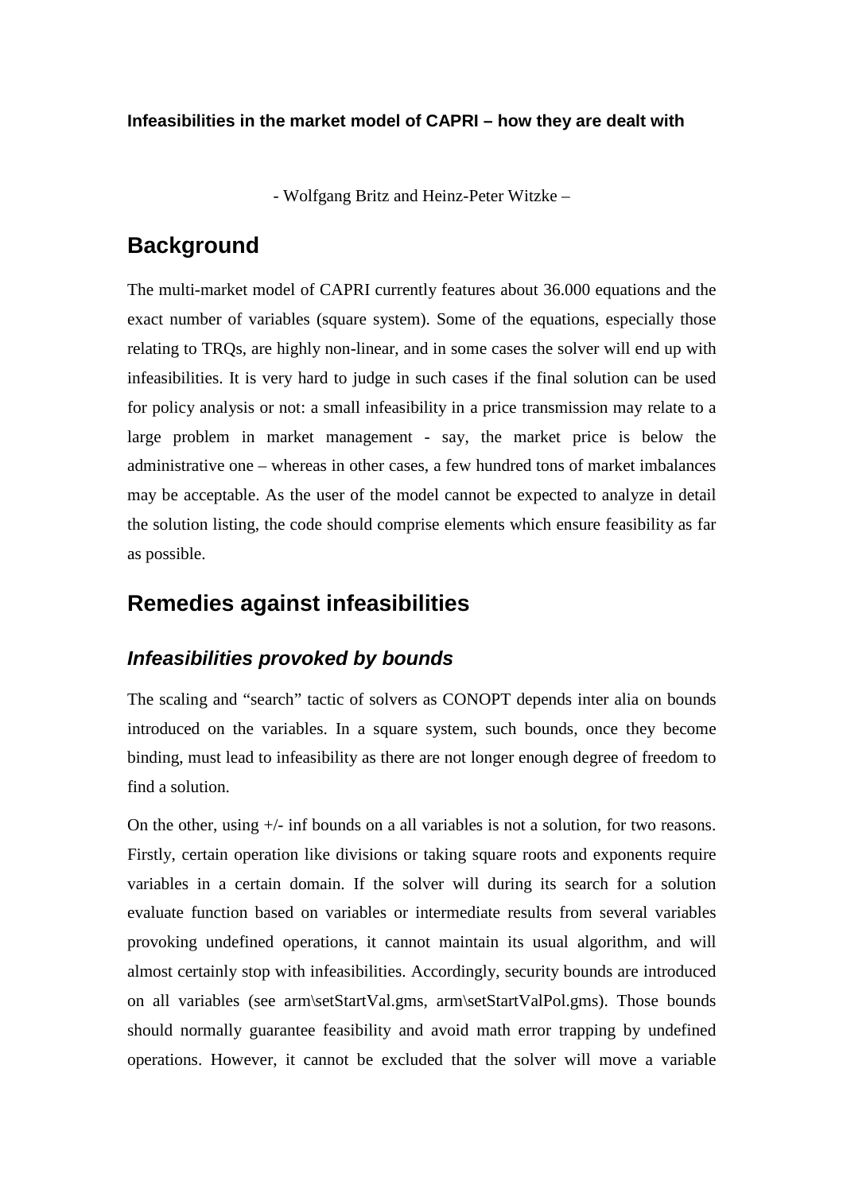**Infeasibilities in the market model of CAPRI – how they are dealt with**

- Wolfgang Britz and Heinz-Peter Witzke –

# Background

The multi-market model of CAPRI currently features about 36.000 equations and the exact number of variables (square system). Some of the equations, especially those relating to TRQs, are highly non-linear, and in some cases the solver will end up with infeasibilities. It is very hard to judge in such cases if the final solution can be used for policy analysis or not: a small infeasibility in a price transmission may relate to a large problem in market management - say, the market price is below the administrative one – whereas in other cases, a few hundred tons of market imbalances may be acceptable. As the user of the model cannot be expected to analyze in detail the solution listing, the code should comprise elements which ensure feasibility as far as possible.

# Remedies against infeasibilities

## *Infeasibilities provoked by bounds*

The scaling and "search" tactic of solvers as CONOPT depends inter alia on bounds introduced on the variables. In a square system, such bounds, once they become binding, must lead to infeasibility as there are not longer enough degree of freedom to find a solution.

On the other, using +/- inf bounds on a all variables is not a solution, for two reasons. Firstly, certain operation like divisions or taking square roots and exponents require variables in a certain domain. If the solver will during its search for a solution evaluate function based on variables or intermediate results from several variables provoking undefined operations, it cannot maintain its usual algorithm, and will almost certainly stop with infeasibilities. Accordingly, security bounds are introduced on all variables (see arm\setStartVal.gms, arm\setStartValPol.gms). Those bounds should normally guarantee feasibility and avoid math error trapping by undefined operations. However, it cannot be excluded that the solver will move a variable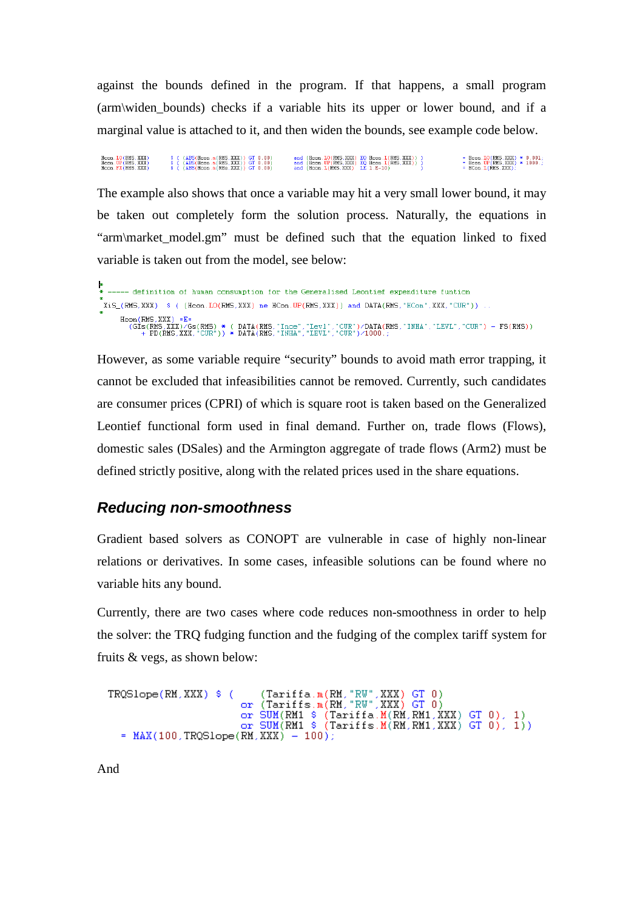against the bounds defined in the program. If that happens, a small program (arm\widen_bounds) checks if a variable hits its upper or lower bound, and if a marginal value is attached to it, and then widen the bounds, see example code below.

```
Hcon.LO(RMS,XXX)     $ ( (ABS(Hcon.m(RMS,XXX)) GT 0.00)     and (Hcon.LO(RMS,XXX) EQ Hcon.L(RMS,XXX)) )     = Hcon.LO(RMS,XXX) * 0.001;
Hcon.UP(RMS,XXX)     $ ( (ABS(Hcon.m(RMS,XXX)) GT 0.00)     and (Hcon.UP(RMS,XXX) EQ Hcon.L(RMS,XXX)) )     = Hcon.UP(RMS,XXX) * 1000 ;
Hcon.FX(RMS,XXX)     $ ( (ABS(Hcon.m(RMS,XXX)) GT 0.00)     and (Hcon.L(RMS,XXX)  LE 1.E-10)          )     = HCon.L(RMS,XXX);
```

The example also shows that once a variable may hit a very small lower bound, it may be taken out completely form the solution process. Naturally, the equations in “arm\market_model.gm” must be defined such that the equation linked to fixed variable is taken out from the model, see below:

```
*
* ----- definition of human consumption for the Generalised Leontief expenditure funtion
*
 XiS_(RMS,XXX)  $ ( (Hcon.LO(RMS,XXX) ne HCon.UP(RMS,XXX)) and DATA(RMS,"HCon",XXX,"CUR")) ..
*
     Hcon(RMS,XXX) =E=
       (GIs(RMS,XXX)/Gs(RMS) * ( DATA(RMS,"Ince","Levl","CUR")/DATA(RMS,"INHA","LEVL","CUR") - FS(RMS))
          + PD(RMS,XXX,"CUR")) * DATA(RMS,"INHA","LEVL","CUR")/1000.;
```

However, as some variable require “security” bounds to avoid math error trapping, it cannot be excluded that infeasibilities cannot be removed. Currently, such candidates are consumer prices (CPRI) of which is square root is taken based on the Generalized Leontief functional form used in final demand. Further on, trade flows (Flows), domestic sales (DSales) and the Armington aggregate of trade flows (Arm2) must be defined strictly positive, along with the related prices used in the share equations.

## *Reducing non-smoothness*

Gradient based solvers as CONOPT are vulnerable in case of highly non-linear relations or derivatives. In some cases, infeasible solutions can be found where no variable hits any bound.

Currently, there are two cases where code reduces non-smoothness in order to help the solver: the TRQ fudging function and the fudging of the complex tariff system for fruits & vegs, as shown below:

```
TRQSlope(RM,XXX) $ (     (Tariffa.m(RM,"RW",XXX) GT 0)
                      or (Tariffs.m(RM,"RW",XXX) GT 0)
                      or SUM(RM1 $ (Tariffa.M(RM,RM1,XXX) GT 0), 1)
                      or SUM(RM1 $ (Tariffs.M(RM,RM1,XXX) GT 0), 1))
   = MAX(100,TRQSlope(RM,XXX) - 100);
```

And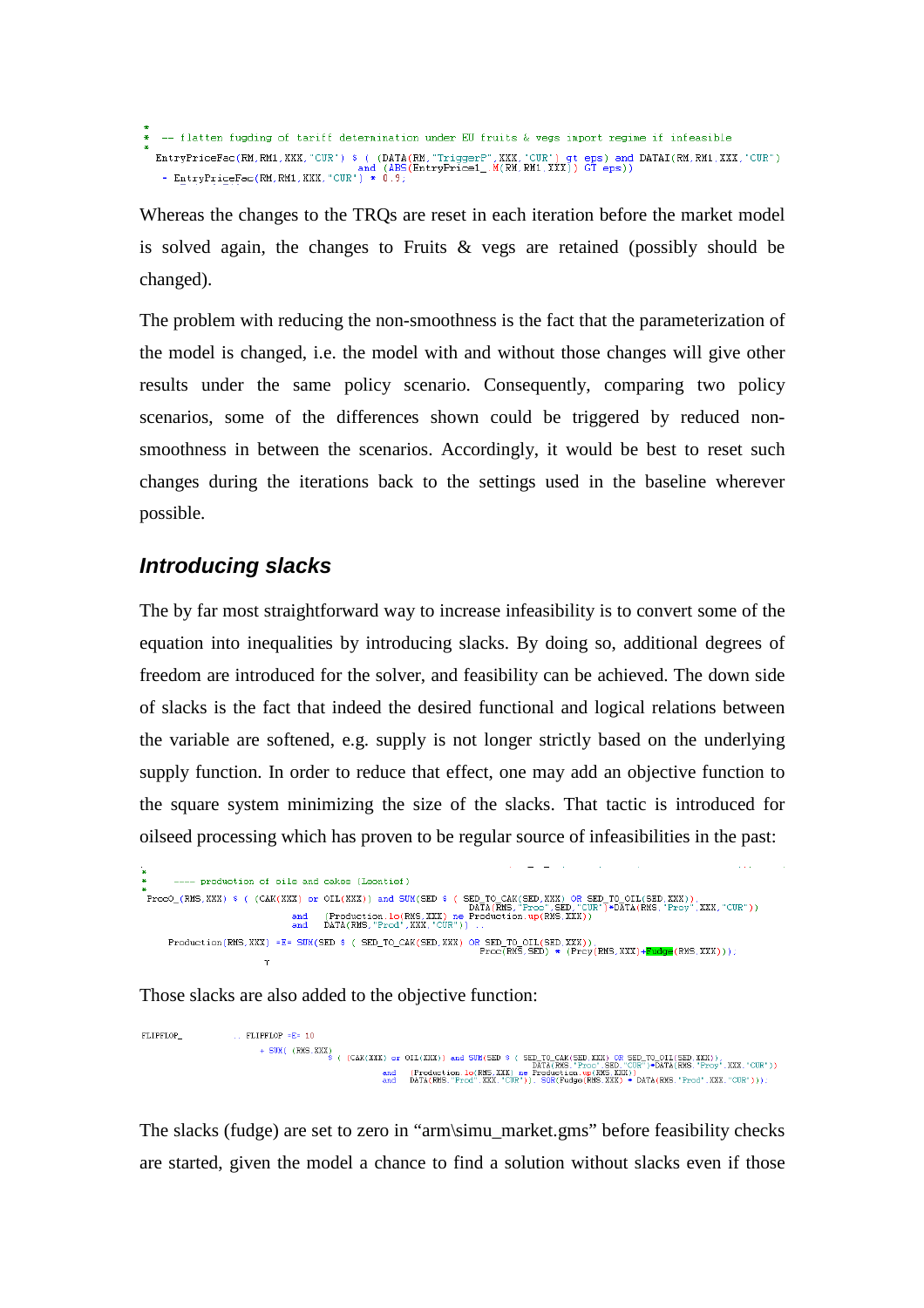```
*
*   -- flatten fugding of tariff determination under EU fruits & vegs import regime if infeasible
*
  EntryPriceFac(RM,RM1,XXX,"CUR") $ ( (DATA(RM,"TriggerP",XXX,"CUR") gt eps) and DATAI(RM,RM1,XXX,"CUR")
                                     and (ABS(EntryPrice1_.M(RM,RM1,XXX)) GT eps))
   = EntryPriceFac(RM,RM1,XXX,"CUR") * 0.9;
```

Whereas the changes to the TRQs are reset in each iteration before the market model is solved again, the changes to Fruits & vegs are retained (possibly should be changed).

The problem with reducing the non-smoothness is the fact that the parameterization of the model is changed, i.e. the model with and without those changes will give other results under the same policy scenario. Consequently, comparing two policy scenarios, some of the differences shown could be triggered by reduced non-smoothness in between the scenarios. Accordingly, it would be best to reset such changes during the iterations back to the settings used in the baseline wherever possible.

## *Introducing slacks*

The by far most straightforward way to increase infeasibility is to convert some of the equation into inequalities by introducing slacks. By doing so, additional degrees of freedom are introduced for the solver, and feasibility can be achieved. The down side of slacks is the fact that indeed the desired functional and logical relations between the variable are softened, e.g. supply is not longer strictly based on the underlying supply function. In order to reduce that effect, one may add an objective function to the square system minimizing the size of the slacks. That tactic is introduced for oilseed processing which has proven to be regular source of infeasibilities in the past:

```
*
*     ---- production of oils and cakes (Leontief)
*
 ProcO_(RMS,XXX) $ ( (CAK(XXX) or OIL(XXX)) and SUM(SED $ ( SED_TO_CAK(SED,XXX) OR SED_TO_OIL(SED,XXX)),
                                                    DATA(RMS,"Proc",SED,"CUR")*DATA(RMS,"Prcy",XXX,"CUR"))
                              and   (Production.lo(RMS,XXX) ne Production.up(RMS,XXX))
                              and   DATA(RMS,"Prod",XXX,"CUR")) ..

     Production(RMS,XXX) =E= SUM(SED $ ( SED_TO_CAK(SED,XXX) OR SED_TO_OIL(SED,XXX)),
                                               Proc(RMS,SED) * (Prcy(RMS,XXX)+Fudge(RMS,XXX)));
```

Those slacks are also added to the objective function:

```
FLIPFLOP_           .. FLIPFLOP =E= 10
                    + SUM( (RMS,XXX)
                          $ ( (CAK(XXX) or OIL(XXX)) and SUM(SED $ ( SED_TO_CAK(SED,XXX) OR SED_TO_OIL(SED,XXX)),
                                                               DATA(RMS,"Proc",SED,"CUR")*DATA(RMS,"Prcy",XXX,"CUR"))
                                   and   (Production.lo(RMS,XXX) ne Production.up(RMS,XXX))
                                   and   DATA(RMS,"Prod",XXX,"CUR")), SQR(Fudge(RMS,XXX) * DATA(RMS,"Prod",XXX,"CUR")));
```

The slacks (fudge) are set to zero in “arm\simu_market.gms” before feasibility checks are started, given the model a chance to find a solution without slacks even if those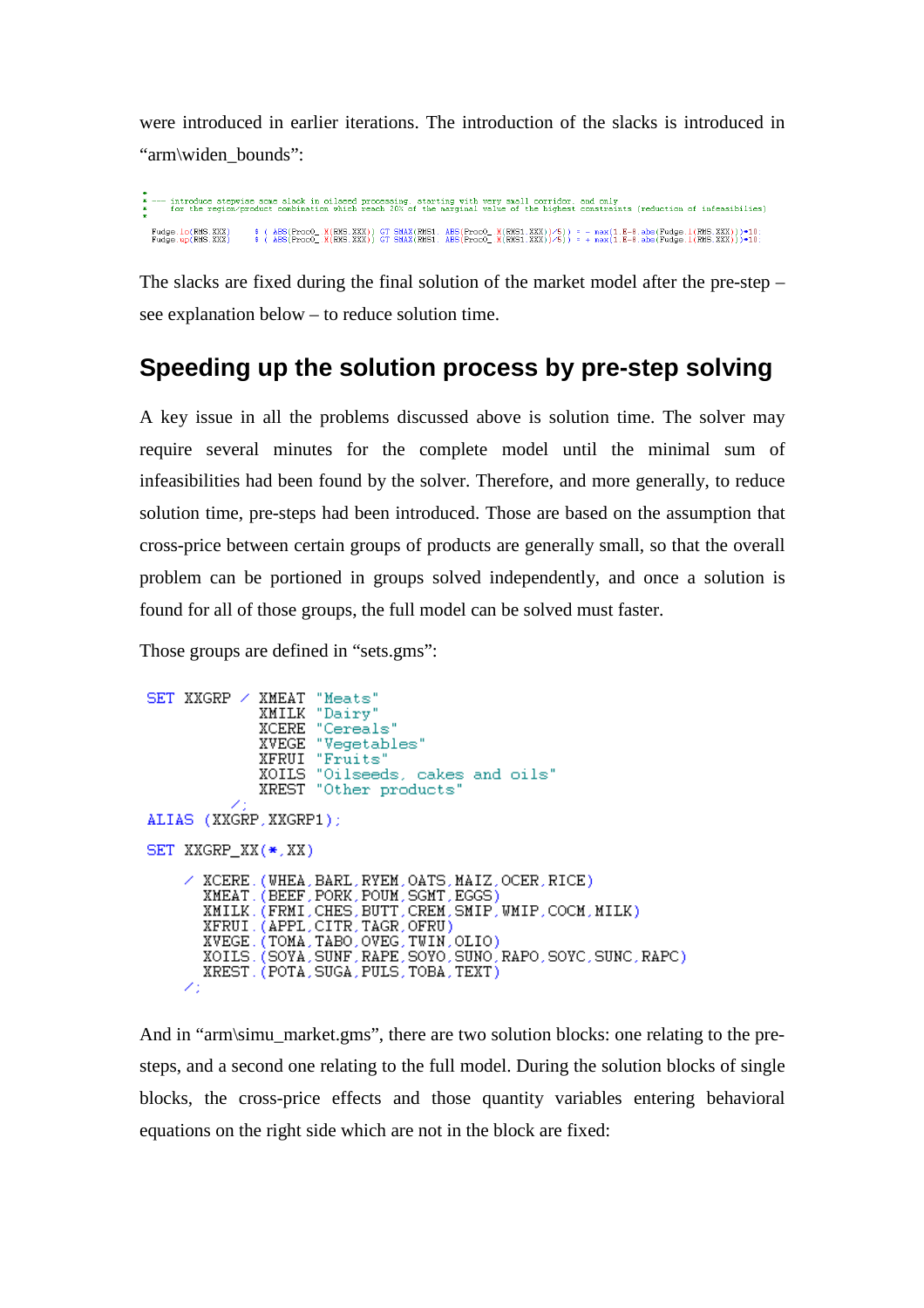were introduced in earlier iterations. The introduction of the slacks is introduced in "arm\widen_bounds":

```
*
* --- introduce stepwise some slack in oilseed processing, starting with very small corridor, and only
*     for the region/product combination which reach 20% of the marginal value of the highest constraints (reduction of infeasibilities)
*
  Fudge.lo(RMS,XXX)      $ ( ABS(ProcO_.M(RMS,XXX)) GT SMAX(RMS1, ABS(ProcO_.M(RMS1,XXX)))/5)) = - max(1.E-8,abs(Fudge.l(RMS,XXX)))*10;
  Fudge.up(RMS,XXX)      $ ( ABS(ProcO_.M(RMS,XXX)) GT SMAX(RMS1, ABS(ProcO_.M(RMS1,XXX)))/5)) = + max(1.E-8,abs(Fudge.l(RMS,XXX)))*10;
```

The slacks are fixed during the final solution of the market model after the pre-step – see explanation below – to reduce solution time.

## Speeding up the solution process by pre-step solving

A key issue in all the problems discussed above is solution time. The solver may require several minutes for the complete model until the minimal sum of infeasibilities had been found by the solver. Therefore, and more generally, to reduce solution time, pre-steps had been introduced. Those are based on the assumption that cross-price between certain groups of products are generally small, so that the overall problem can be portioned in groups solved independently, and once a solution is found for all of those groups, the full model can be solved must faster.

Those groups are defined in "sets.gms":

```
SET XXGRP / XMEAT "Meats"
            XMILK "Dairy"
            XCERE "Cereals"
            XVEGE "Vegetables"
            XFRUI "Fruits"
            XOILS "Oilseeds, cakes and oils"
            XREST "Other products"
          /;
ALIAS (XXGRP,XXGRP1);

SET XXGRP_XX(*,XX)

    / XCERE.(WHEA,BARL,RYEM,OATS,MAIZ,OCER,RICE)
      XMEAT.(BEEF,PORK,POUM,SGMT,EGGS)
      XMILK.(FRMI,CHES,BUTT,CREM,SMIP,WMIP,COCM,MILK)
      XFRUI.(APPL,CITR,TAGR,OFRU)
      XVEGE.(TOMA,TABO,OVEG,TWIN,OLIO)
      XOILS.(SOYA,SUNF,RAPE,SOYO,SUNO,RAPO,SOYC,SUNC,RAPC)
      XREST.(POTA,SUGA,PULS,TOBA,TEXT)
    /;
```

And in "arm\simu_market.gms", there are two solution blocks: one relating to the pre-steps, and a second one relating to the full model. During the solution blocks of single blocks, the cross-price effects and those quantity variables entering behavioral equations on the right side which are not in the block are fixed: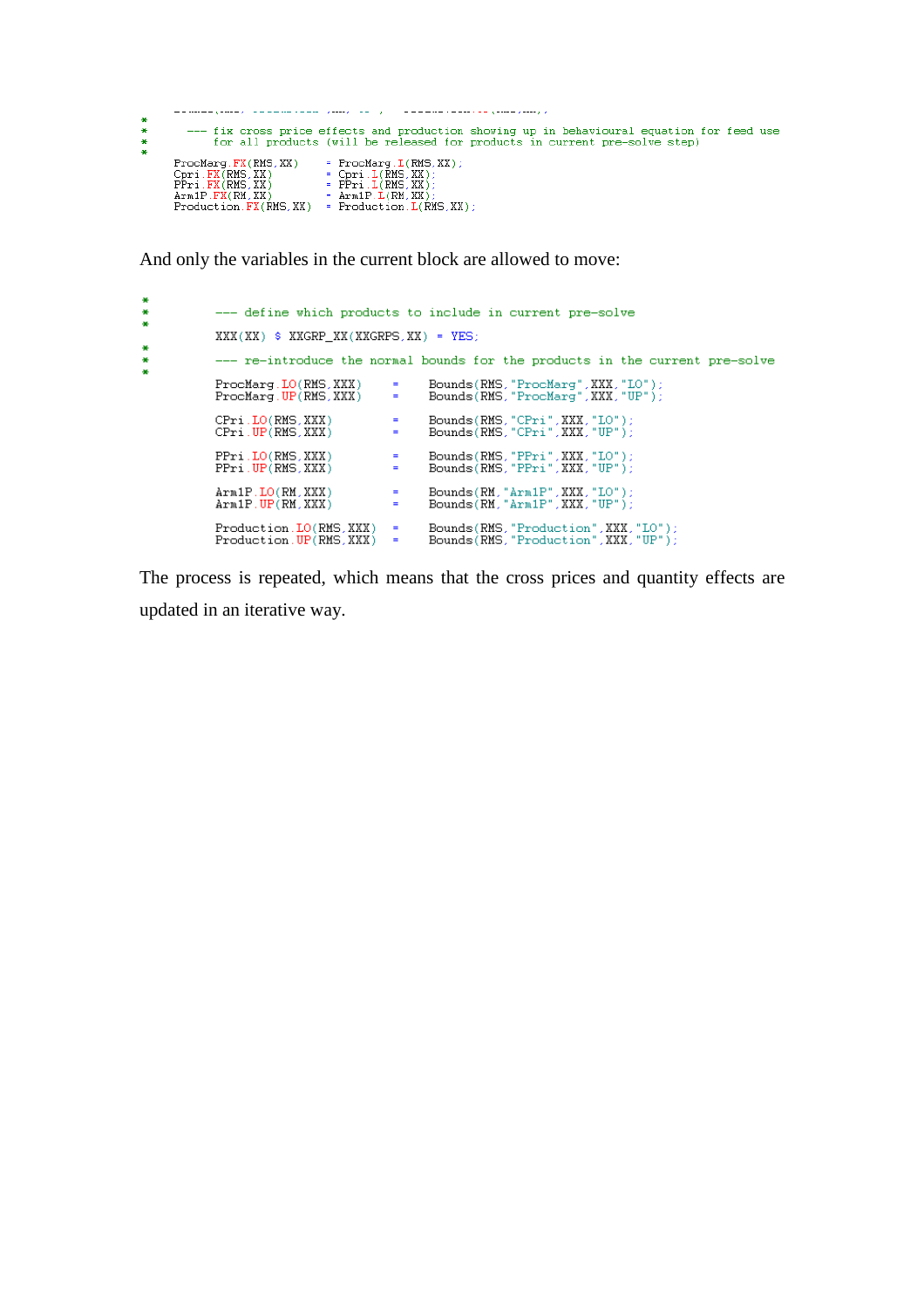```
*
*      --- fix cross price effects and production showing up in behavioural equation for feed use
*          for all products (will be released for products in current pre-solve step)
*
     ProcMarg.FX(RMS,XX)    = ProcMarg.L(RMS,XX);
     Cpri.FX(RMS,XX)        = Cpri.L(RMS,XX);
     PPri.FX(RMS,XX)        = PPri.L(RMS,XX);
     Arm1P.FX(RM,XX)        = Arm1P.L(RM,XX);
     Production.FX(RMS,XX)  = Production.L(RMS,XX);
```

And only the variables in the current block are allowed to move:

```
*
*         --- define which products to include in current pre-solve
*
          XXX(XX) $ XXGRP_XX(XXGRPS,XX) = YES;
*
*         --- re-introduce the normal bounds for the products in the current pre-solve
*
          ProcMarg.LO(RMS,XXX)    =    Bounds(RMS,"ProcMarg",XXX,"LO");
          ProcMarg.UP(RMS,XXX)    =    Bounds(RMS,"ProcMarg",XXX,"UP");

          CPri.LO(RMS,XXX)        =    Bounds(RMS,"CPri",XXX,"LO");
          CPri.UP(RMS,XXX)        =    Bounds(RMS,"CPri",XXX,"UP");

          PPri.LO(RMS,XXX)        =    Bounds(RMS,"PPri",XXX,"LO");
          PPri.UP(RMS,XXX)        =    Bounds(RMS,"PPri",XXX,"UP");

          Arm1P.LO(RM,XXX)        =    Bounds(RM,"Arm1P",XXX,"LO");
          Arm1P.UP(RM,XXX)        =    Bounds(RM,"Arm1P",XXX,"UP");

          Production.LO(RMS,XXX)  =    Bounds(RMS,"Production",XXX,"LO");
          Production.UP(RMS,XXX)  =    Bounds(RMS,"Production",XXX,"UP");
```

The process is repeated, which means that the cross prices and quantity effects are updated in an iterative way.